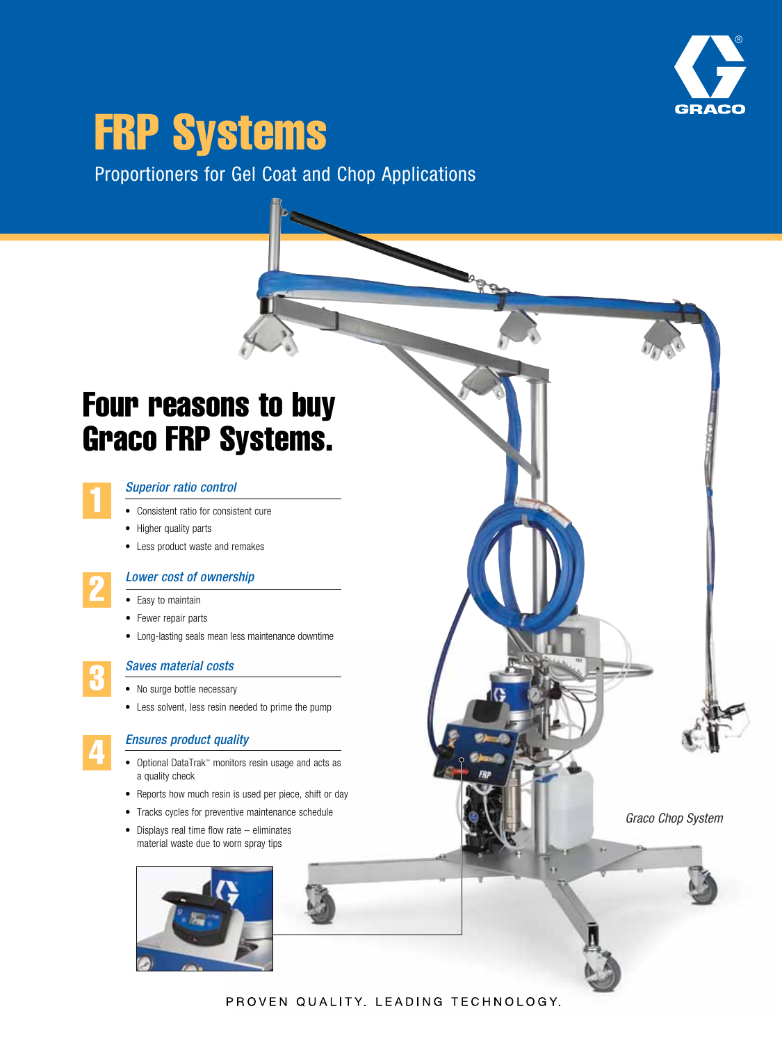# FRP Systems

Proportioners for Gel Coat and Chop Applications

## Four reasons to buy Graco FRP Systems.

### 1 *Superior ratio control*

- Consistent ratio for consistent cure
- Higher quality parts
- Less product waste and remakes

### 2 *Lower cost of ownership*

- Easy to maintain
- Fewer repair parts
- Long-lasting seals mean less maintenance downtime

### 3 *Saves material costs*

- No surge bottle necessary
- Less solvent, less resin needed to prime the pump

### 4 *Ensures product quality*

- Optional DataTrak™ monitors resin usage and acts as a quality check
- Reports how much resin is used per piece, shift or day
- Tracks cycles for preventive maintenance schedule
- Displays real time flow rate – eliminates material waste due to worn spray tips

*Graco Chop System*

PROVEN QUALITY. LEADING TECHNOLOGY.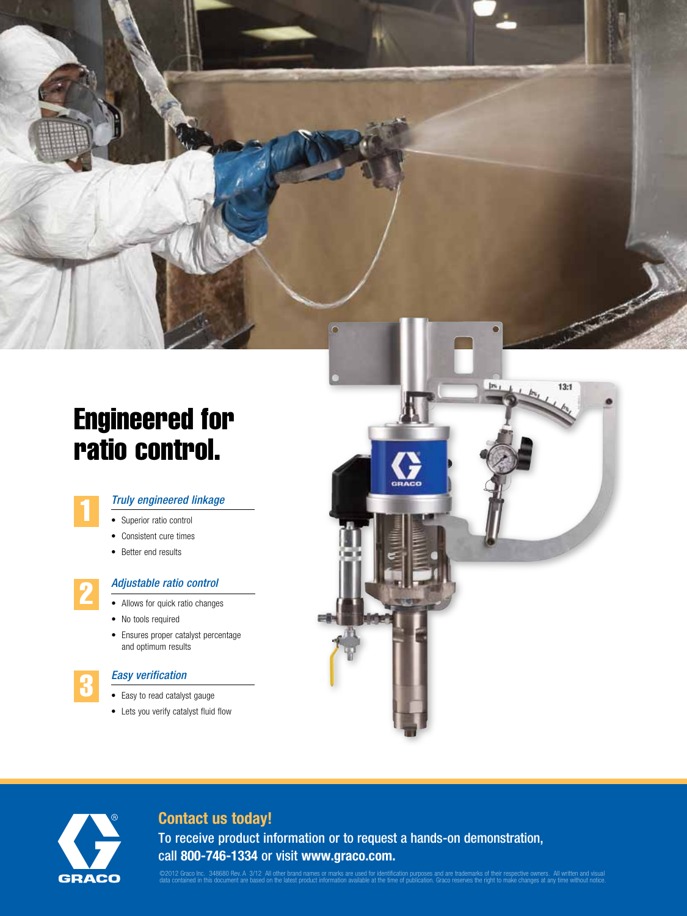# Engineered for ratio control.

## 1

### *Truly engineered linkage*

- Superior ratio control
- Consistent cure times
- Better end results

## 2

### *Adjustable ratio control*

- Allows for quick ratio changes
- No tools required
- Ensures proper catalyst percentage and optimum results

## 3

### *Easy verification*

- Easy to read catalyst gauge
- Lets you verify catalyst fluid flow

## Contact us today!

To receive product information or to request a hands-on demonstration, call **800-746-1334** or visit **www.graco.com.**

©2012 Graco Inc. 348680 Rev. A 3/12 All other brand names or marks are used for identification purposes and are trademarks of their respective owners. All written and visual data contained in this document are based on the latest product information available at the time of publication. Graco reserves the right to make changes at any time without notice.